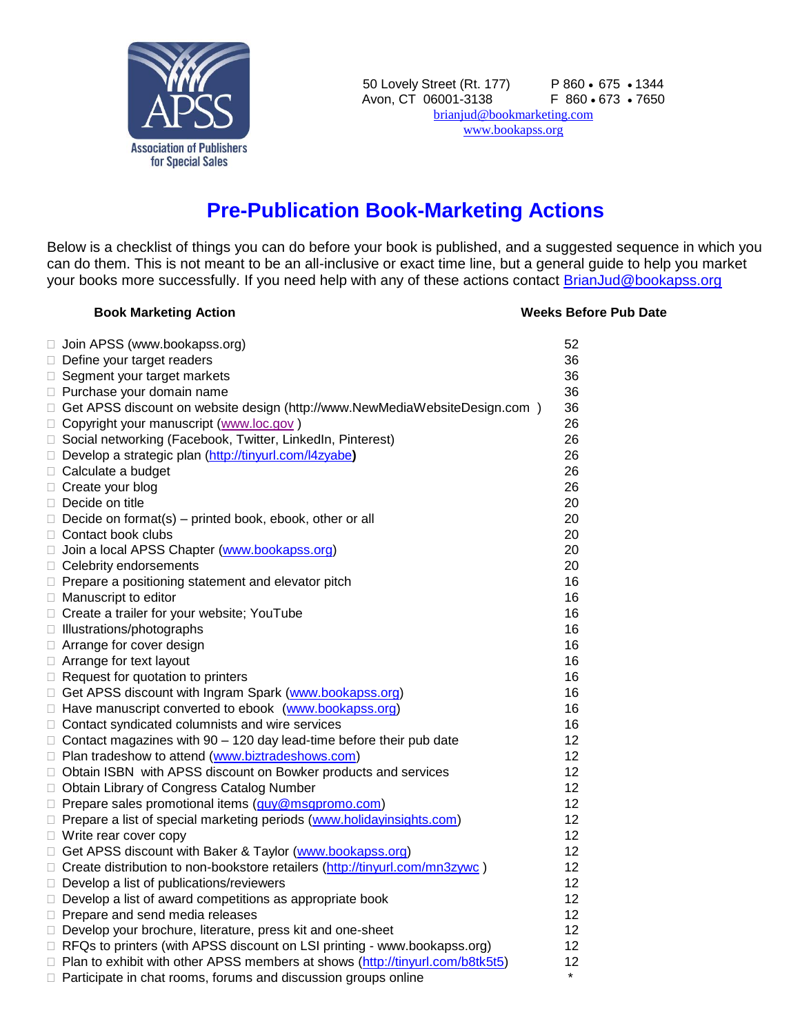Association of Publishers for Special Sales

50 Lovely Street (Rt. 177)
Avon, CT 06001-3138

P 860 • 675 • 1344
F 860 • 673 • 7650

brianjud@bookmarketing.com
www.bookapss.org

# Pre-Publication Book-Marketing Actions

Below is a checklist of things you can do before your book is published, and a suggested sequence in which you can do them. This is not meant to be an all-inclusive or exact time line, but a general guide to help you market your books more successfully. If you need help with any of these actions contact BrianJud@bookapss.org

| Book Marketing Action | Weeks Before Pub Date |
|---|---|
| ☐ Join APSS (www.bookapss.org) | 52 |
| ☐ Define your target readers | 36 |
| ☐ Segment your target markets | 36 |
| ☐ Purchase your domain name | 36 |
| ☐ Get APSS discount on website design (http://www.NewMediaWebsiteDesign.com ) | 36 |
| ☐ Copyright your manuscript (www.loc.gov ) | 26 |
| ☐ Social networking (Facebook, Twitter, LinkedIn, Pinterest) | 26 |
| ☐ Develop a strategic plan (http://tinyurl.com/l4zyabe) | 26 |
| ☐ Calculate a budget | 26 |
| ☐ Create your blog | 26 |
| ☐ Decide on title | 20 |
| ☐ Decide on format(s) – printed book, ebook, other or all | 20 |
| ☐ Contact book clubs | 20 |
| ☐ Join a local APSS Chapter (www.bookapss.org) | 20 |
| ☐ Celebrity endorsements | 20 |
| ☐ Prepare a positioning statement and elevator pitch | 16 |
| ☐ Manuscript to editor | 16 |
| ☐ Create a trailer for your website; YouTube | 16 |
| ☐ Illustrations/photographs | 16 |
| ☐ Arrange for cover design | 16 |
| ☐ Arrange for text layout | 16 |
| ☐ Request for quotation to printers | 16 |
| ☐ Get APSS discount with Ingram Spark (www.bookapss.org) | 16 |
| ☐ Have manuscript converted to ebook (www.bookapss.org) | 16 |
| ☐ Contact syndicated columnists and wire services | 16 |
| ☐ Contact magazines with 90 – 120 day lead-time before their pub date | 12 |
| ☐ Plan tradeshow to attend (www.biztradeshows.com) | 12 |
| ☐ Obtain ISBN with APSS discount on Bowker products and services | 12 |
| ☐ Obtain Library of Congress Catalog Number | 12 |
| ☐ Prepare sales promotional items (guy@msgpromo.com) | 12 |
| ☐ Prepare a list of special marketing periods (www.holidayinsights.com) | 12 |
| ☐ Write rear cover copy | 12 |
| ☐ Get APSS discount with Baker & Taylor (www.bookapss.org) | 12 |
| ☐ Create distribution to non-bookstore retailers (http://tinyurl.com/mn3zywc ) | 12 |
| ☐ Develop a list of publications/reviewers | 12 |
| ☐ Develop a list of award competitions as appropriate book | 12 |
| ☐ Prepare and send media releases | 12 |
| ☐ Develop your brochure, literature, press kit and one-sheet | 12 |
| ☐ RFQs to printers (with APSS discount on LSI printing - www.bookapss.org) | 12 |
| ☐ Plan to exhibit with other APSS members at shows (http://tinyurl.com/b8tk5t5) | 12 |
| ☐ Participate in chat rooms, forums and discussion groups online | * |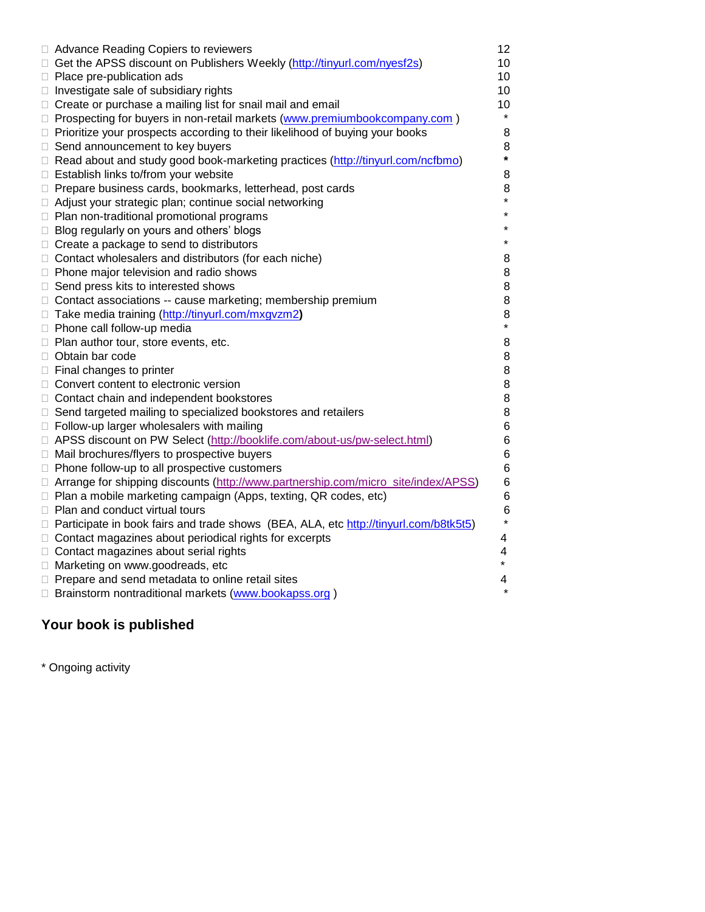| | |
|---|---|
| □ Advance Reading Copiers to reviewers | 12 |
| □ Get the APSS discount on Publishers Weekly (http://tinyurl.com/nyesf2s) | 10 |
| □ Place pre-publication ads | 10 |
| □ Investigate sale of subsidiary rights | 10 |
| □ Create or purchase a mailing list for snail mail and email | 10 |
| □ Prospecting for buyers in non-retail markets (www.premiumbookcompany.com ) | * |
| □ Prioritize your prospects according to their likelihood of buying your books | 8 |
| □ Send announcement to key buyers | 8 |
| □ Read about and study good book-marketing practices (http://tinyurl.com/ncfbmo) | * |
| □ Establish links to/from your website | 8 |
| □ Prepare business cards, bookmarks, letterhead, post cards | 8 |
| □ Adjust your strategic plan; continue social networking | * |
| □ Plan non-traditional promotional programs | * |
| □ Blog regularly on yours and others' blogs | * |
| □ Create a package to send to distributors | * |
| □ Contact wholesalers and distributors (for each niche) | 8 |
| □ Phone major television and radio shows | 8 |
| □ Send press kits to interested shows | 8 |
| □ Contact associations -- cause marketing; membership premium | 8 |
| □ Take media training (http://tinyurl.com/mxgvzm2**)** | 8 |
| □ Phone call follow-up media | * |
| □ Plan author tour, store events, etc. | 8 |
| □ Obtain bar code | 8 |
| □ Final changes to printer | 8 |
| □ Convert content to electronic version | 8 |
| □ Contact chain and independent bookstores | 8 |
| □ Send targeted mailing to specialized bookstores and retailers | 8 |
| □ Follow-up larger wholesalers with mailing | 6 |
| □ APSS discount on PW Select (http://booklife.com/about-us/pw-select.html) | 6 |
| □ Mail brochures/flyers to prospective buyers | 6 |
| □ Phone follow-up to all prospective customers | 6 |
| □ Arrange for shipping discounts (http://www.partnership.com/micro_site/index/APSS) | 6 |
| □ Plan a mobile marketing campaign (Apps, texting, QR codes, etc) | 6 |
| □ Plan and conduct virtual tours | 6 |
| □ Participate in book fairs and trade shows (BEA, ALA, etc http://tinyurl.com/b8tk5t5) | * |
| □ Contact magazines about periodical rights for excerpts | 4 |
| □ Contact magazines about serial rights | 4 |
| □ Marketing on www.goodreads, etc | * |
| □ Prepare and send metadata to online retail sites | 4 |
| □ Brainstorm nontraditional markets (www.bookapss.org ) | * |

**Your book is published**

* Ongoing activity